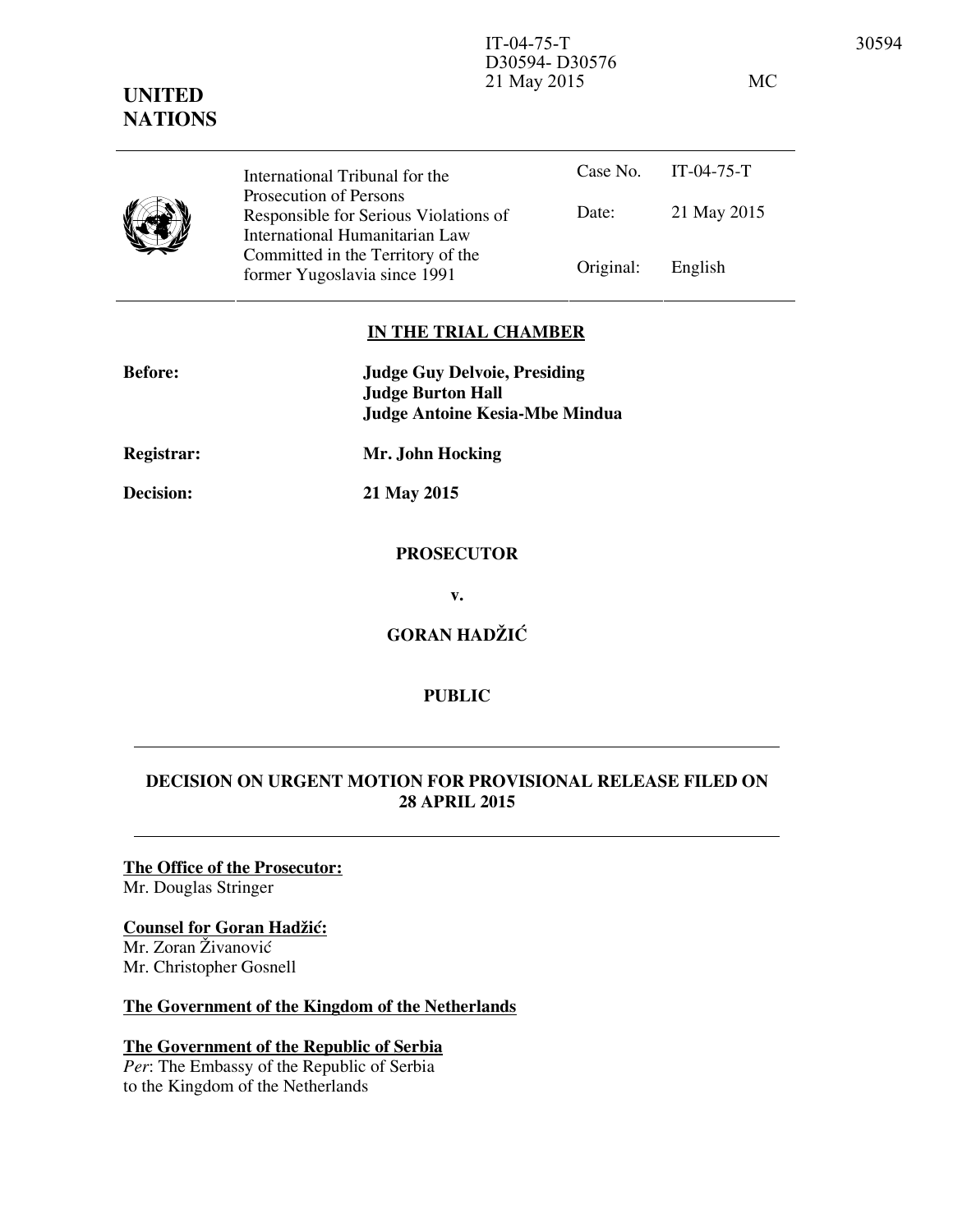IT-04-75-T
D30594- D30576
21 May 2015 MC

**UNITED NATIONS**

| International Tribunal for the Prosecution of Persons Responsible for Serious Violations of International Humanitarian Law Committed in the Territory of the former Yugoslavia since 1991 | Case No. | IT-04-75-T |
|---|---|---|
| | Date: | 21 May 2015 |
| | Original: | English |

**IN THE TRIAL CHAMBER**

**Before:** **Judge Guy Delvoie, Presiding**
**Judge Burton Hall**
**Judge Antoine Kesia-Mbe Mindua**

**Registrar:** **Mr. John Hocking**

**Decision:** **21 May 2015**

**PROSECUTOR**

**v.**

**GORAN HADŽIĆ**

**PUBLIC**

---

**DECISION ON URGENT MOTION FOR PROVISIONAL RELEASE FILED ON 28 APRIL 2015**

---

**The Office of the Prosecutor:**
Mr. Douglas Stringer

**Counsel for Goran Hadžić:**
Mr. Zoran Živanović
Mr. Christopher Gosnell

**The Government of the Kingdom of the Netherlands**

**The Government of the Republic of Serbia**
*Per*: The Embassy of the Republic of Serbia to the Kingdom of the Netherlands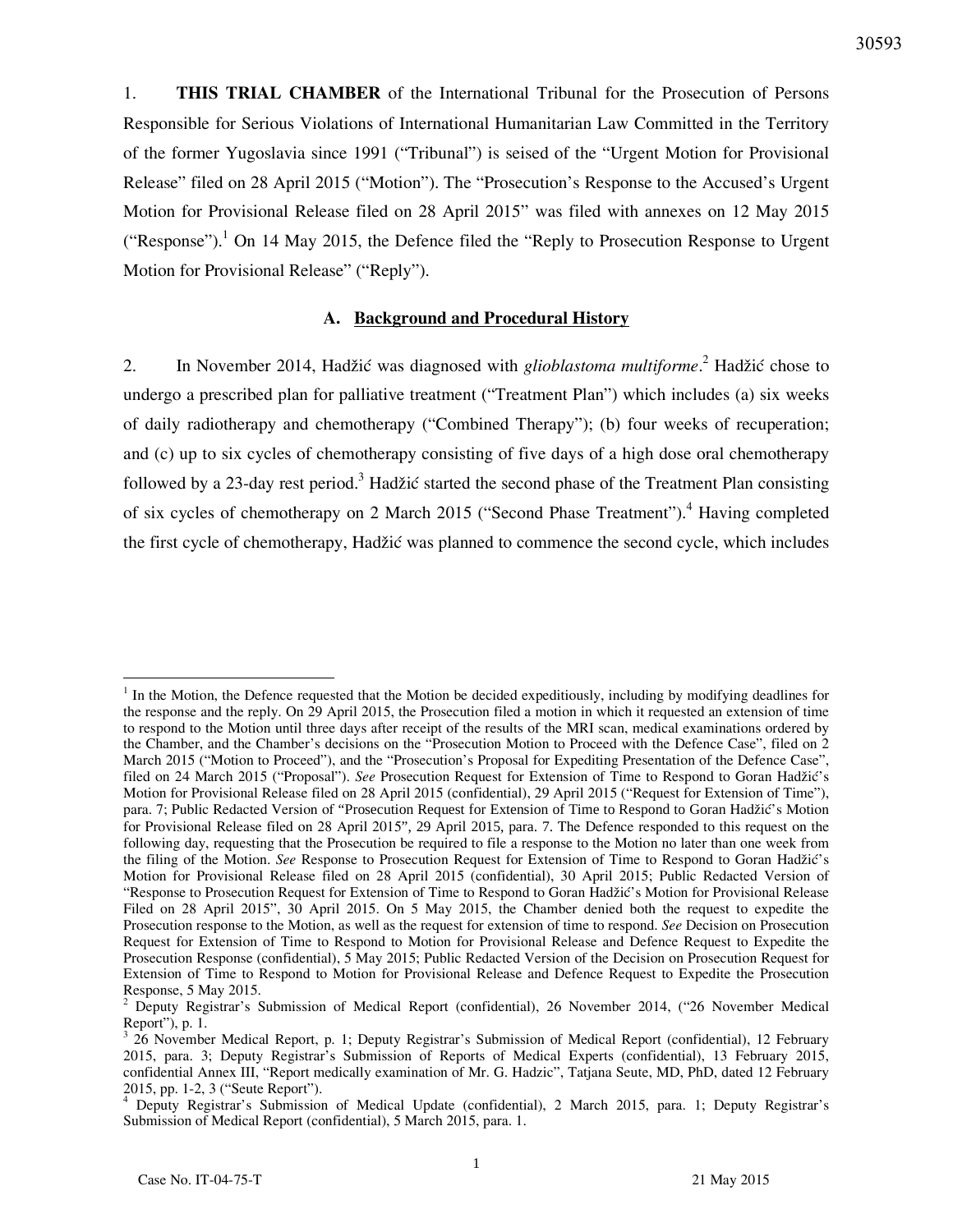1. **THIS TRIAL CHAMBER** of the International Tribunal for the Prosecution of Persons Responsible for Serious Violations of International Humanitarian Law Committed in the Territory of the former Yugoslavia since 1991 ("Tribunal") is seised of the "Urgent Motion for Provisional Release" filed on 28 April 2015 ("Motion"). The "Prosecution's Response to the Accused's Urgent Motion for Provisional Release filed on 28 April 2015" was filed with annexes on 12 May 2015 ("Response").[1] On 14 May 2015, the Defence filed the "Reply to Prosecution Response to Urgent Motion for Provisional Release" ("Reply").

### A. Background and Procedural History

2. In November 2014, Hadžić was diagnosed with *glioblastoma multiforme*.[2] Hadžić chose to undergo a prescribed plan for palliative treatment ("Treatment Plan") which includes (a) six weeks of daily radiotherapy and chemotherapy ("Combined Therapy"); (b) four weeks of recuperation; and (c) up to six cycles of chemotherapy consisting of five days of a high dose oral chemotherapy followed by a 23-day rest period.[3] Hadžić started the second phase of the Treatment Plan consisting of six cycles of chemotherapy on 2 March 2015 ("Second Phase Treatment").[4] Having completed the first cycle of chemotherapy, Hadžić was planned to commence the second cycle, which includes

---

[1] In the Motion, the Defence requested that the Motion be decided expeditiously, including by modifying deadlines for the response and the reply. On 29 April 2015, the Prosecution filed a motion in which it requested an extension of time to respond to the Motion until three days after receipt of the results of the MRI scan, medical examinations ordered by the Chamber, and the Chamber's decisions on the "Prosecution Motion to Proceed with the Defence Case", filed on 2 March 2015 ("Motion to Proceed"), and the "Prosecution's Proposal for Expediting Presentation of the Defence Case", filed on 24 March 2015 ("Proposal"). *See* Prosecution Request for Extension of Time to Respond to Goran Hadžić's Motion for Provisional Release filed on 28 April 2015 (confidential), 29 April 2015 ("Request for Extension of Time"), para. 7; Public Redacted Version of "Prosecution Request for Extension of Time to Respond to Goran Hadžić's Motion for Provisional Release filed on 28 April 2015", 29 April 2015, para. 7. The Defence responded to this request on the following day, requesting that the Prosecution be required to file a response to the Motion no later than one week from the filing of the Motion. *See* Response to Prosecution Request for Extension of Time to Respond to Goran Hadžić's Motion for Provisional Release filed on 28 April 2015 (confidential), 30 April 2015; Public Redacted Version of "Response to Prosecution Request for Extension of Time to Respond to Goran Hadžić's Motion for Provisional Release Filed on 28 April 2015", 30 April 2015. On 5 May 2015, the Chamber denied both the request to expedite the Prosecution response to the Motion, as well as the request for extension of time to respond. *See* Decision on Prosecution Request for Extension of Time to Respond to Motion for Provisional Release and Defence Request to Expedite the Prosecution Response (confidential), 5 May 2015; Public Redacted Version of the Decision on Prosecution Request for Extension of Time to Respond to Motion for Provisional Release and Defence Request to Expedite the Prosecution Response, 5 May 2015.

[2] Deputy Registrar's Submission of Medical Report (confidential), 26 November 2014, ("26 November Medical Report"), p. 1.

[3] 26 November Medical Report, p. 1; Deputy Registrar's Submission of Medical Report (confidential), 12 February 2015, para. 3; Deputy Registrar's Submission of Reports of Medical Experts (confidential), 13 February 2015, confidential Annex III, "Report medically examination of Mr. G. Hadzic", Tatjana Seute, MD, PhD, dated 12 February 2015, pp. 1-2, 3 ("Seute Report").

[4] Deputy Registrar's Submission of Medical Update (confidential), 2 March 2015, para. 1; Deputy Registrar's Submission of Medical Report (confidential), 5 March 2015, para. 1.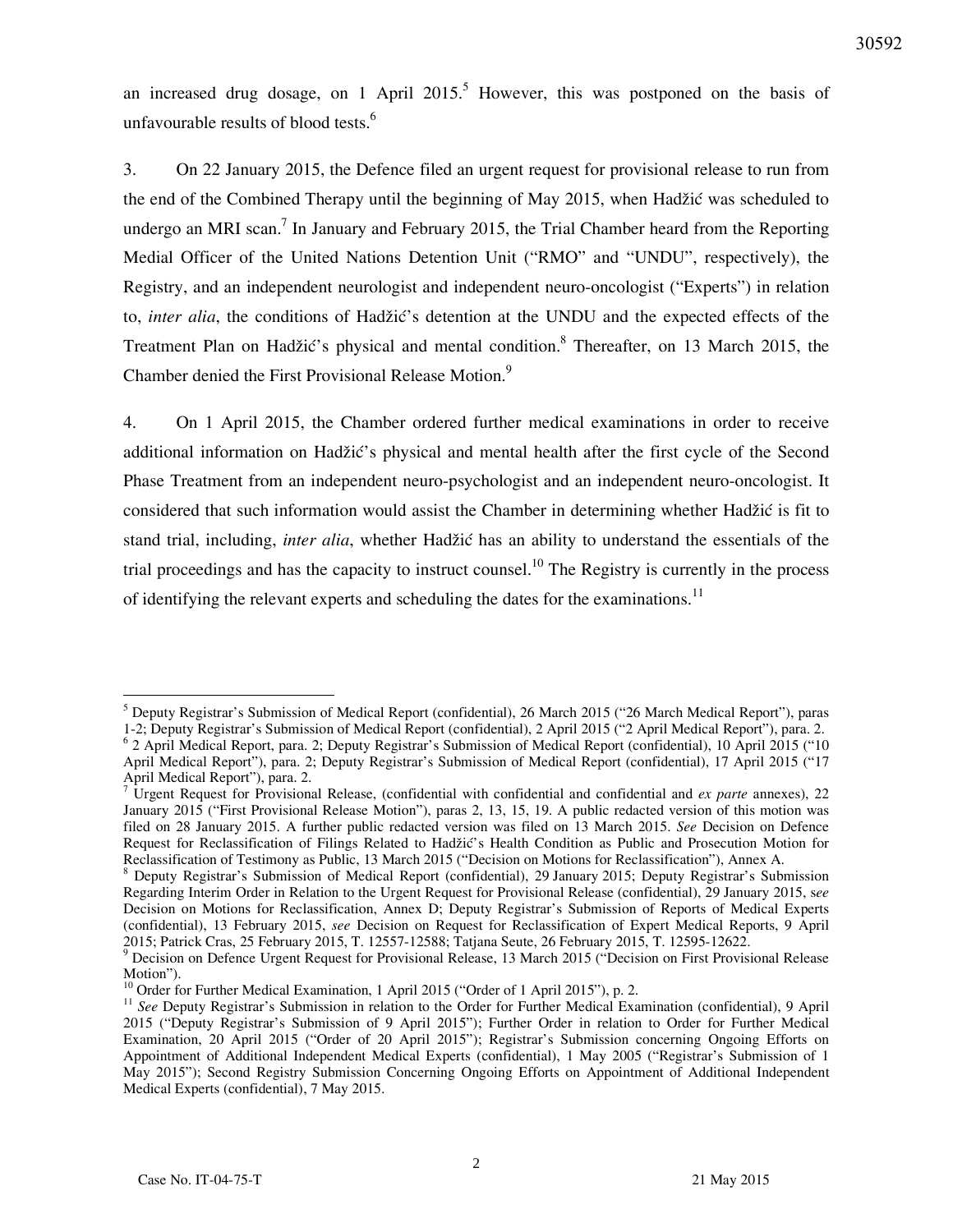an increased drug dosage, on 1 April 2015.[5] However, this was postponed on the basis of unfavourable results of blood tests.[6]

3. On 22 January 2015, the Defence filed an urgent request for provisional release to run from the end of the Combined Therapy until the beginning of May 2015, when Hadžić was scheduled to undergo an MRI scan.[7] In January and February 2015, the Trial Chamber heard from the Reporting Medial Officer of the United Nations Detention Unit ("RMO" and "UNDU", respectively), the Registry, and an independent neurologist and independent neuro-oncologist ("Experts") in relation to, *inter alia*, the conditions of Hadžić's detention at the UNDU and the expected effects of the Treatment Plan on Hadžić's physical and mental condition.[8] Thereafter, on 13 March 2015, the Chamber denied the First Provisional Release Motion.[9]

4. On 1 April 2015, the Chamber ordered further medical examinations in order to receive additional information on Hadžić's physical and mental health after the first cycle of the Second Phase Treatment from an independent neuro-psychologist and an independent neuro-oncologist. It considered that such information would assist the Chamber in determining whether Hadžić is fit to stand trial, including, *inter alia*, whether Hadžić has an ability to understand the essentials of the trial proceedings and has the capacity to instruct counsel.[10] The Registry is currently in the process of identifying the relevant experts and scheduling the dates for the examinations.[11]

---

[5] Deputy Registrar's Submission of Medical Report (confidential), 26 March 2015 ("26 March Medical Report"), paras 1-2; Deputy Registrar's Submission of Medical Report (confidential), 2 April 2015 ("2 April Medical Report"), para. 2.

[6] 2 April Medical Report, para. 2; Deputy Registrar's Submission of Medical Report (confidential), 10 April 2015 ("10 April Medical Report"), para. 2; Deputy Registrar's Submission of Medical Report (confidential), 17 April 2015 ("17 April Medical Report"), para. 2.

[7] Urgent Request for Provisional Release, (confidential with confidential and confidential and *ex parte* annexes), 22 January 2015 ("First Provisional Release Motion"), paras 2, 13, 15, 19. A public redacted version of this motion was filed on 28 January 2015. A further public redacted version was filed on 13 March 2015. *See* Decision on Defence Request for Reclassification of Filings Related to Hadžić's Health Condition as Public and Prosecution Motion for Reclassification of Testimony as Public, 13 March 2015 ("Decision on Motions for Reclassification"), Annex A.

[8] Deputy Registrar's Submission of Medical Report (confidential), 29 January 2015; Deputy Registrar's Submission Regarding Interim Order in Relation to the Urgent Request for Provisional Release (confidential), 29 January 2015, *see* Decision on Motions for Reclassification, Annex D; Deputy Registrar's Submission of Reports of Medical Experts (confidential), 13 February 2015, *see* Decision on Request for Reclassification of Expert Medical Reports, 9 April 2015; Patrick Cras, 25 February 2015, T. 12557-12588; Tatjana Seute, 26 February 2015, T. 12595-12622.

[9] Decision on Defence Urgent Request for Provisional Release, 13 March 2015 ("Decision on First Provisional Release Motion").

[10] Order for Further Medical Examination, 1 April 2015 ("Order of 1 April 2015"), p. 2.

[11] *See* Deputy Registrar's Submission in relation to the Order for Further Medical Examination (confidential), 9 April 2015 ("Deputy Registrar's Submission of 9 April 2015"); Further Order in relation to Order for Further Medical Examination, 20 April 2015 ("Order of 20 April 2015"); Registrar's Submission concerning Ongoing Efforts on Appointment of Additional Independent Medical Experts (confidential), 1 May 2005 ("Registrar's Submission of 1 May 2015"); Second Registry Submission Concerning Ongoing Efforts on Appointment of Additional Independent Medical Experts (confidential), 7 May 2015.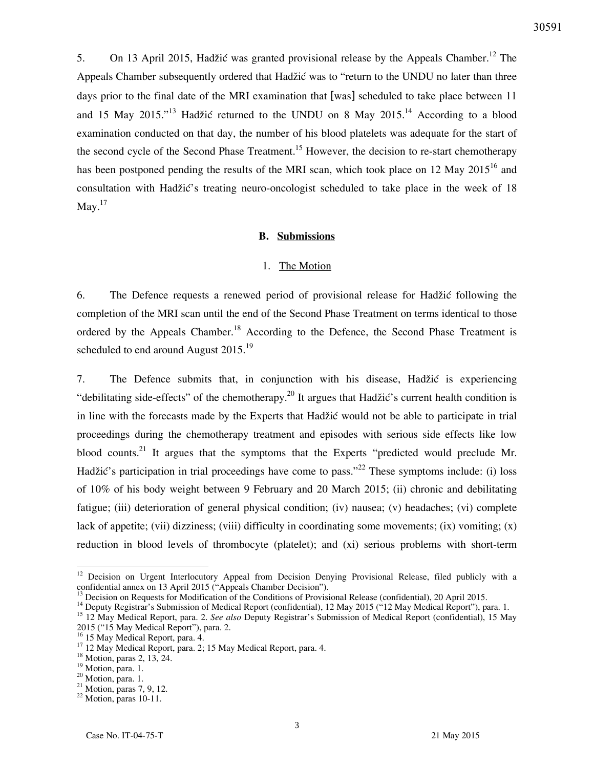5. On 13 April 2015, Hadžić was granted provisional release by the Appeals Chamber.[12] The Appeals Chamber subsequently ordered that Hadžić was to "return to the UNDU no later than three days prior to the final date of the MRI examination that [was] scheduled to take place between 11 and 15 May 2015."[13] Hadžić returned to the UNDU on 8 May 2015.[14] According to a blood examination conducted on that day, the number of his blood platelets was adequate for the start of the second cycle of the Second Phase Treatment.[15] However, the decision to re-start chemotherapy has been postponed pending the results of the MRI scan, which took place on 12 May 2015[16] and consultation with Hadžić's treating neuro-oncologist scheduled to take place in the week of 18 May.[17]

### B. Submissions

#### 1. The Motion

6. The Defence requests a renewed period of provisional release for Hadžić following the completion of the MRI scan until the end of the Second Phase Treatment on terms identical to those ordered by the Appeals Chamber.[18] According to the Defence, the Second Phase Treatment is scheduled to end around August 2015.[19]

7. The Defence submits that, in conjunction with his disease, Hadžić is experiencing "debilitating side-effects" of the chemotherapy.[20] It argues that Hadžić's current health condition is in line with the forecasts made by the Experts that Hadžić would not be able to participate in trial proceedings during the chemotherapy treatment and episodes with serious side effects like low blood counts.[21] It argues that the symptoms that the Experts "predicted would preclude Mr. Hadžić's participation in trial proceedings have come to pass."[22] These symptoms include: (i) loss of 10% of his body weight between 9 February and 20 March 2015; (ii) chronic and debilitating fatigue; (iii) deterioration of general physical condition; (iv) nausea; (v) headaches; (vi) complete lack of appetite; (vii) dizziness; (viii) difficulty in coordinating some movements; (ix) vomiting; (x) reduction in blood levels of thrombocyte (platelet); and (xi) serious problems with short-term

---

[12] Decision on Urgent Interlocutory Appeal from Decision Denying Provisional Release, filed publicly with a confidential annex on 13 April 2015 ("Appeals Chamber Decision").

[13] Decision on Requests for Modification of the Conditions of Provisional Release (confidential), 20 April 2015.

[14] Deputy Registrar's Submission of Medical Report (confidential), 12 May 2015 ("12 May Medical Report"), para. 1.

[15] 12 May Medical Report, para. 2. *See also* Deputy Registrar's Submission of Medical Report (confidential), 15 May 2015 ("15 May Medical Report"), para. 2.

[16] 15 May Medical Report, para. 4.

[17] 12 May Medical Report, para. 2; 15 May Medical Report, para. 4.

[18] Motion, paras 2, 13, 24.

[19] Motion, para. 1.

[20] Motion, para. 1.

[21] Motion, paras 7, 9, 12.

[22] Motion, paras 10-11.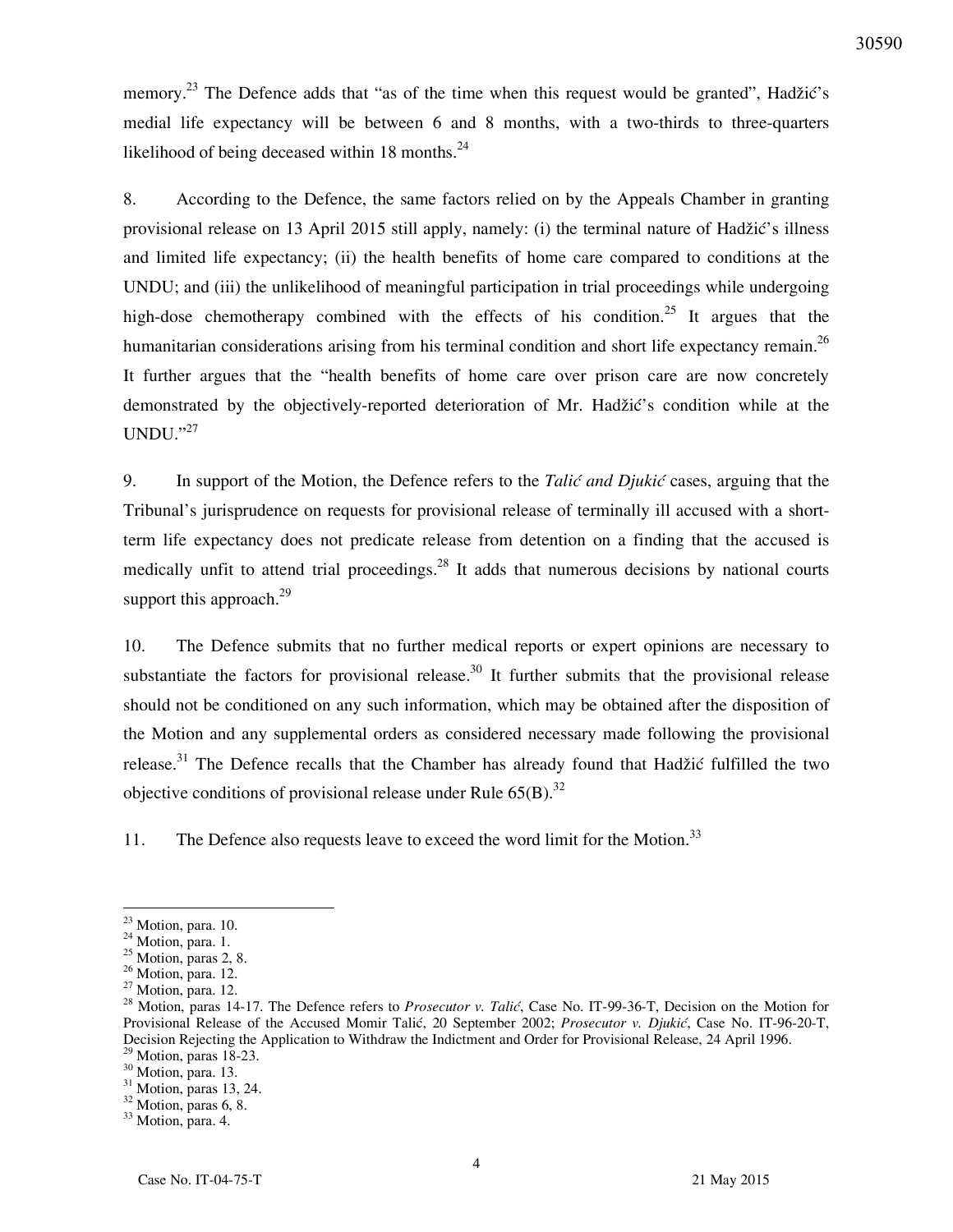memory.[23] The Defence adds that "as of the time when this request would be granted", Hadžić's medial life expectancy will be between 6 and 8 months, with a two-thirds to three-quarters likelihood of being deceased within 18 months.[24]

8. According to the Defence, the same factors relied on by the Appeals Chamber in granting provisional release on 13 April 2015 still apply, namely: (i) the terminal nature of Hadžić's illness and limited life expectancy; (ii) the health benefits of home care compared to conditions at the UNDU; and (iii) the unlikelihood of meaningful participation in trial proceedings while undergoing high-dose chemotherapy combined with the effects of his condition.[25] It argues that the humanitarian considerations arising from his terminal condition and short life expectancy remain.[26] It further argues that the "health benefits of home care over prison care are now concretely demonstrated by the objectively-reported deterioration of Mr. Hadžić's condition while at the UNDU."[27]

9. In support of the Motion, the Defence refers to the *Talić and Djukić* cases, arguing that the Tribunal's jurisprudence on requests for provisional release of terminally ill accused with a short-term life expectancy does not predicate release from detention on a finding that the accused is medically unfit to attend trial proceedings.[28] It adds that numerous decisions by national courts support this approach.[29]

10. The Defence submits that no further medical reports or expert opinions are necessary to substantiate the factors for provisional release.[30] It further submits that the provisional release should not be conditioned on any such information, which may be obtained after the disposition of the Motion and any supplemental orders as considered necessary made following the provisional release.[31] The Defence recalls that the Chamber has already found that Hadžić fulfilled the two objective conditions of provisional release under Rule 65(B).[32]

11. The Defence also requests leave to exceed the word limit for the Motion.[33]

---

[23] Motion, para. 10.
[24] Motion, para. 1.
[25] Motion, paras 2, 8.
[26] Motion, para. 12.
[27] Motion, para. 12.
[28] Motion, paras 14-17. The Defence refers to *Prosecutor v. Talić*, Case No. IT-99-36-T, Decision on the Motion for Provisional Release of the Accused Momir Talić, 20 September 2002; *Prosecutor v. Djukić*, Case No. IT-96-20-T, Decision Rejecting the Application to Withdraw the Indictment and Order for Provisional Release, 24 April 1996.
[29] Motion, paras 18-23.
[30] Motion, para. 13.
[31] Motion, paras 13, 24.
[32] Motion, paras 6, 8.
[33] Motion, para. 4.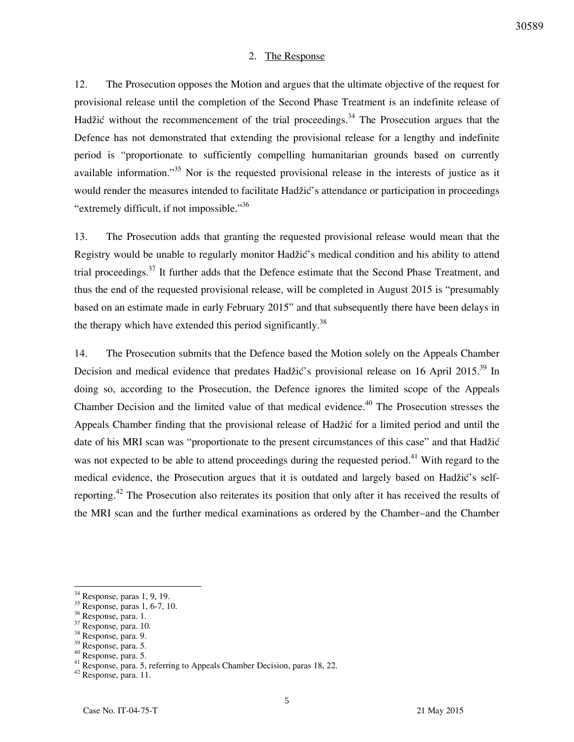## 2. The Response

12. The Prosecution opposes the Motion and argues that the ultimate objective of the request for provisional release until the completion of the Second Phase Treatment is an indefinite release of Hadžić without the recommencement of the trial proceedings.[34] The Prosecution argues that the Defence has not demonstrated that extending the provisional release for a lengthy and indefinite period is "proportionate to sufficiently compelling humanitarian grounds based on currently available information."[35] Nor is the requested provisional release in the interests of justice as it would render the measures intended to facilitate Hadžić's attendance or participation in proceedings "extremely difficult, if not impossible."[36]

13. The Prosecution adds that granting the requested provisional release would mean that the Registry would be unable to regularly monitor Hadžić's medical condition and his ability to attend trial proceedings.[37] It further adds that the Defence estimate that the Second Phase Treatment, and thus the end of the requested provisional release, will be completed in August 2015 is "presumably based on an estimate made in early February 2015" and that subsequently there have been delays in the therapy which have extended this period significantly.[38]

14. The Prosecution submits that the Defence based the Motion solely on the Appeals Chamber Decision and medical evidence that predates Hadžić's provisional release on 16 April 2015.[39] In doing so, according to the Prosecution, the Defence ignores the limited scope of the Appeals Chamber Decision and the limited value of that medical evidence.[40] The Prosecution stresses the Appeals Chamber finding that the provisional release of Hadžić for a limited period and until the date of his MRI scan was "proportionate to the present circumstances of this case" and that Hadžić was not expected to be able to attend proceedings during the requested period.[41] With regard to the medical evidence, the Prosecution argues that it is outdated and largely based on Hadžić's self-reporting.[42] The Prosecution also reiterates its position that only after it has received the results of the MRI scan and the further medical examinations as ordered by the Chamber–and the Chamber

---

[34] Response, paras 1, 9, 19.
[35] Response, paras 1, 6-7, 10.
[36] Response, para. 1.
[37] Response, para. 10.
[38] Response, para. 9.
[39] Response, para. 5.
[40] Response, para. 5.
[41] Response, para. 5, referring to Appeals Chamber Decision, paras 18, 22.
[42] Response, para. 11.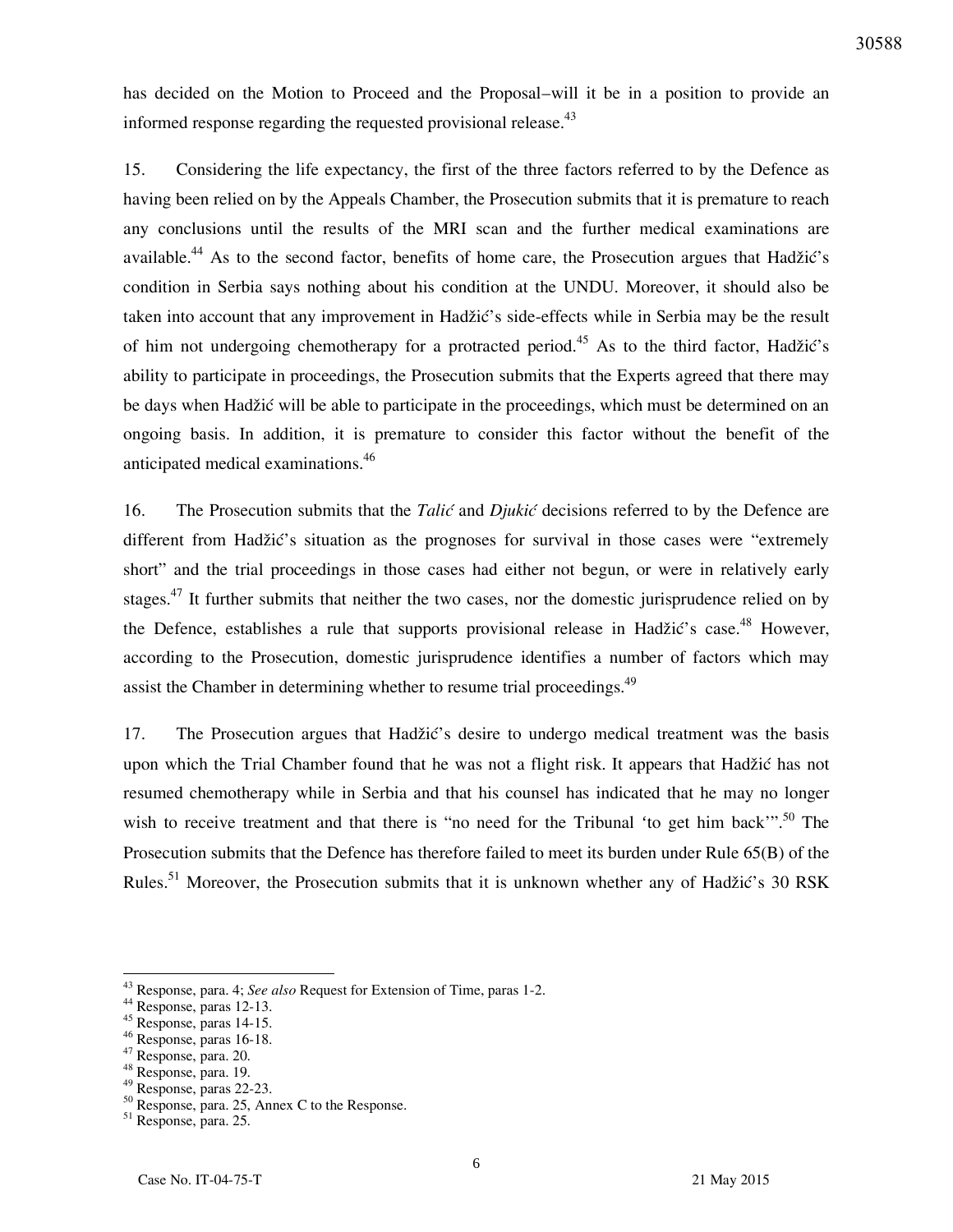has decided on the Motion to Proceed and the Proposal–will it be in a position to provide an informed response regarding the requested provisional release.[43]

15. Considering the life expectancy, the first of the three factors referred to by the Defence as having been relied on by the Appeals Chamber, the Prosecution submits that it is premature to reach any conclusions until the results of the MRI scan and the further medical examinations are available.[44] As to the second factor, benefits of home care, the Prosecution argues that Hadžić's condition in Serbia says nothing about his condition at the UNDU. Moreover, it should also be taken into account that any improvement in Hadžić's side-effects while in Serbia may be the result of him not undergoing chemotherapy for a protracted period.[45] As to the third factor, Hadžić's ability to participate in proceedings, the Prosecution submits that the Experts agreed that there may be days when Hadžić will be able to participate in the proceedings, which must be determined on an ongoing basis. In addition, it is premature to consider this factor without the benefit of the anticipated medical examinations.[46]

16. The Prosecution submits that the *Talić* and *Djukić* decisions referred to by the Defence are different from Hadžić's situation as the prognoses for survival in those cases were "extremely short" and the trial proceedings in those cases had either not begun, or were in relatively early stages.[47] It further submits that neither the two cases, nor the domestic jurisprudence relied on by the Defence, establishes a rule that supports provisional release in Hadžić's case.[48] However, according to the Prosecution, domestic jurisprudence identifies a number of factors which may assist the Chamber in determining whether to resume trial proceedings.[49]

17. The Prosecution argues that Hadžić's desire to undergo medical treatment was the basis upon which the Trial Chamber found that he was not a flight risk. It appears that Hadžić has not resumed chemotherapy while in Serbia and that his counsel has indicated that he may no longer wish to receive treatment and that there is "no need for the Tribunal 'to get him back'".[50] The Prosecution submits that the Defence has therefore failed to meet its burden under Rule 65(B) of the Rules.[51] Moreover, the Prosecution submits that it is unknown whether any of Hadžić's 30 RSK

---

[43] Response, para. 4; *See also* Request for Extension of Time, paras 1-2.
[44] Response, paras 12-13.
[45] Response, paras 14-15.
[46] Response, paras 16-18.
[47] Response, para. 20.
[48] Response, para. 19.
[49] Response, paras 22-23.
[50] Response, para. 25, Annex C to the Response.
[51] Response, para. 25.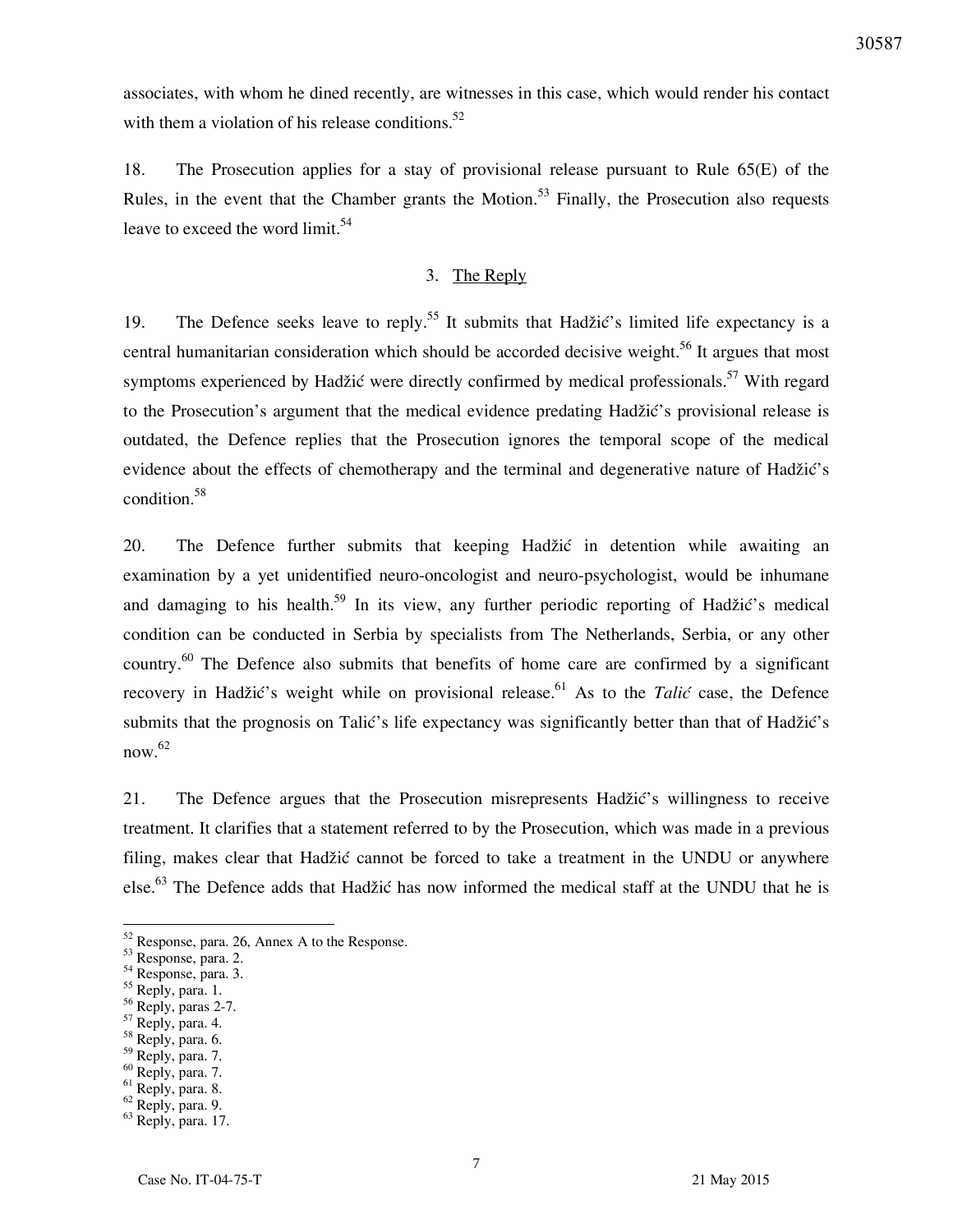associates, with whom he dined recently, are witnesses in this case, which would render his contact with them a violation of his release conditions.[52]

18. The Prosecution applies for a stay of provisional release pursuant to Rule 65(E) of the Rules, in the event that the Chamber grants the Motion.[53] Finally, the Prosecution also requests leave to exceed the word limit.[54]

### 3. The Reply

19. The Defence seeks leave to reply.[55] It submits that Hadžić's limited life expectancy is a central humanitarian consideration which should be accorded decisive weight.[56] It argues that most symptoms experienced by Hadžić were directly confirmed by medical professionals.[57] With regard to the Prosecution's argument that the medical evidence predating Hadžić's provisional release is outdated, the Defence replies that the Prosecution ignores the temporal scope of the medical evidence about the effects of chemotherapy and the terminal and degenerative nature of Hadžić's condition.[58]

20. The Defence further submits that keeping Hadžić in detention while awaiting an examination by a yet unidentified neuro-oncologist and neuro-psychologist, would be inhumane and damaging to his health.[59] In its view, any further periodic reporting of Hadžić's medical condition can be conducted in Serbia by specialists from The Netherlands, Serbia, or any other country.[60] The Defence also submits that benefits of home care are confirmed by a significant recovery in Hadžić's weight while on provisional release.[61] As to the *Talić* case, the Defence submits that the prognosis on Talić's life expectancy was significantly better than that of Hadžić's now.[62]

21. The Defence argues that the Prosecution misrepresents Hadžić's willingness to receive treatment. It clarifies that a statement referred to by the Prosecution, which was made in a previous filing, makes clear that Hadžić cannot be forced to take a treatment in the UNDU or anywhere else.[63] The Defence adds that Hadžić has now informed the medical staff at the UNDU that he is

---

[52] Response, para. 26, Annex A to the Response.
[53] Response, para. 2.
[54] Response, para. 3.
[55] Reply, para. 1.
[56] Reply, paras 2-7.
[57] Reply, para. 4.
[58] Reply, para. 6.
[59] Reply, para. 7.
[60] Reply, para. 7.
[61] Reply, para. 8.
[62] Reply, para. 9.
[63] Reply, para. 17.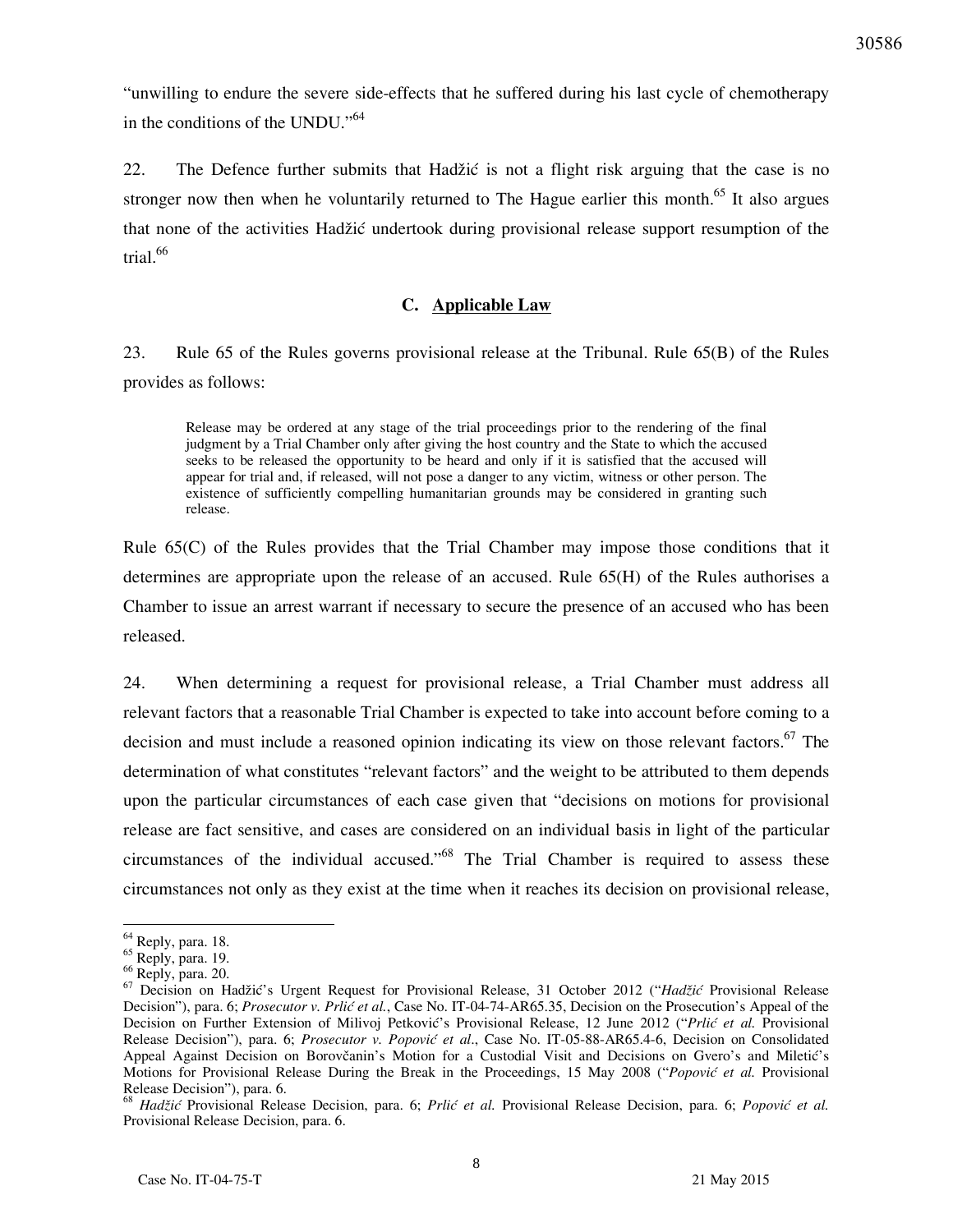"unwilling to endure the severe side-effects that he suffered during his last cycle of chemotherapy in the conditions of the UNDU."[64]

22. The Defence further submits that Hadžić is not a flight risk arguing that the case is no stronger now then when he voluntarily returned to The Hague earlier this month.[65] It also argues that none of the activities Hadžić undertook during provisional release support resumption of the trial.[66]

### C. Applicable Law

23. Rule 65 of the Rules governs provisional release at the Tribunal. Rule 65(B) of the Rules provides as follows:

> Release may be ordered at any stage of the trial proceedings prior to the rendering of the final judgment by a Trial Chamber only after giving the host country and the State to which the accused seeks to be released the opportunity to be heard and only if it is satisfied that the accused will appear for trial and, if released, will not pose a danger to any victim, witness or other person. The existence of sufficiently compelling humanitarian grounds may be considered in granting such release.

Rule 65(C) of the Rules provides that the Trial Chamber may impose those conditions that it determines are appropriate upon the release of an accused. Rule 65(H) of the Rules authorises a Chamber to issue an arrest warrant if necessary to secure the presence of an accused who has been released.

24. When determining a request for provisional release, a Trial Chamber must address all relevant factors that a reasonable Trial Chamber is expected to take into account before coming to a decision and must include a reasoned opinion indicating its view on those relevant factors.[67] The determination of what constitutes "relevant factors" and the weight to be attributed to them depends upon the particular circumstances of each case given that "decisions on motions for provisional release are fact sensitive, and cases are considered on an individual basis in light of the particular circumstances of the individual accused."[68] The Trial Chamber is required to assess these circumstances not only as they exist at the time when it reaches its decision on provisional release,

---

[64] Reply, para. 18.

[65] Reply, para. 19.

[66] Reply, para. 20.

[67] Decision on Hadžić's Urgent Request for Provisional Release, 31 October 2012 ("*Hadžić* Provisional Release Decision"), para. 6; *Prosecutor v. Prlić et al.*, Case No. IT-04-74-AR65.35, Decision on the Prosecution's Appeal of the Decision on Further Extension of Milivoj Petković's Provisional Release, 12 June 2012 ("*Prlić et al.* Provisional Release Decision"), para. 6; *Prosecutor v. Popović et al*., Case No. IT-05-88-AR65.4-6, Decision on Consolidated Appeal Against Decision on Borovčanin's Motion for a Custodial Visit and Decisions on Gvero's and Miletić's Motions for Provisional Release During the Break in the Proceedings, 15 May 2008 ("*Popović et al.* Provisional Release Decision"), para. 6.

[68] *Hadžić* Provisional Release Decision, para. 6; *Prlić et al.* Provisional Release Decision, para. 6; *Popović et al.* Provisional Release Decision, para. 6.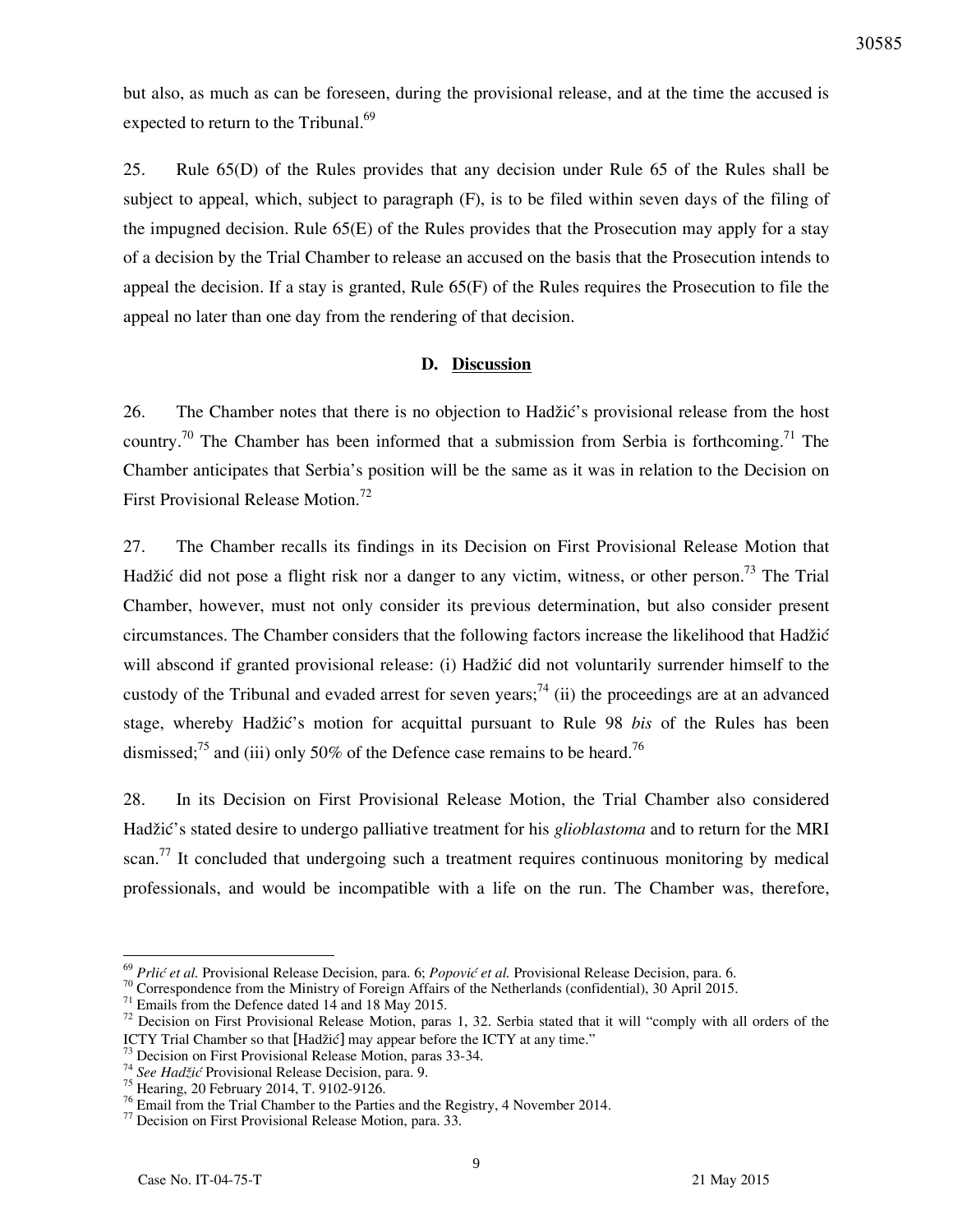but also, as much as can be foreseen, during the provisional release, and at the time the accused is expected to return to the Tribunal.[69]

25. Rule 65(D) of the Rules provides that any decision under Rule 65 of the Rules shall be subject to appeal, which, subject to paragraph (F), is to be filed within seven days of the filing of the impugned decision. Rule 65(E) of the Rules provides that the Prosecution may apply for a stay of a decision by the Trial Chamber to release an accused on the basis that the Prosecution intends to appeal the decision. If a stay is granted, Rule 65(F) of the Rules requires the Prosecution to file the appeal no later than one day from the rendering of that decision.

### D. Discussion

26. The Chamber notes that there is no objection to Hadžić's provisional release from the host country.[70] The Chamber has been informed that a submission from Serbia is forthcoming.[71] The Chamber anticipates that Serbia's position will be the same as it was in relation to the Decision on First Provisional Release Motion.[72]

27. The Chamber recalls its findings in its Decision on First Provisional Release Motion that Hadžić did not pose a flight risk nor a danger to any victim, witness, or other person.[73] The Trial Chamber, however, must not only consider its previous determination, but also consider present circumstances. The Chamber considers that the following factors increase the likelihood that Hadžić will abscond if granted provisional release: (i) Hadžić did not voluntarily surrender himself to the custody of the Tribunal and evaded arrest for seven years;[74] (ii) the proceedings are at an advanced stage, whereby Hadžić's motion for acquittal pursuant to Rule 98 *bis* of the Rules has been dismissed;[75] and (iii) only 50% of the Defence case remains to be heard.[76]

28. In its Decision on First Provisional Release Motion, the Trial Chamber also considered Hadžić's stated desire to undergo palliative treatment for his *glioblastoma* and to return for the MRI scan.[77] It concluded that undergoing such a treatment requires continuous monitoring by medical professionals, and would be incompatible with a life on the run. The Chamber was, therefore,

---

[69] *Prlić et al.* Provisional Release Decision, para. 6; *Popović et al.* Provisional Release Decision, para. 6.

[70] Correspondence from the Ministry of Foreign Affairs of the Netherlands (confidential), 30 April 2015.

[71] Emails from the Defence dated 14 and 18 May 2015.

[72] Decision on First Provisional Release Motion, paras 1, 32. Serbia stated that it will "comply with all orders of the ICTY Trial Chamber so that [Hadžić] may appear before the ICTY at any time."

[73] Decision on First Provisional Release Motion, paras 33-34.

[74] *See Hadžić* Provisional Release Decision, para. 9.

[75] Hearing, 20 February 2014, T. 9102-9126.

[76] Email from the Trial Chamber to the Parties and the Registry, 4 November 2014.

[77] Decision on First Provisional Release Motion, para. 33.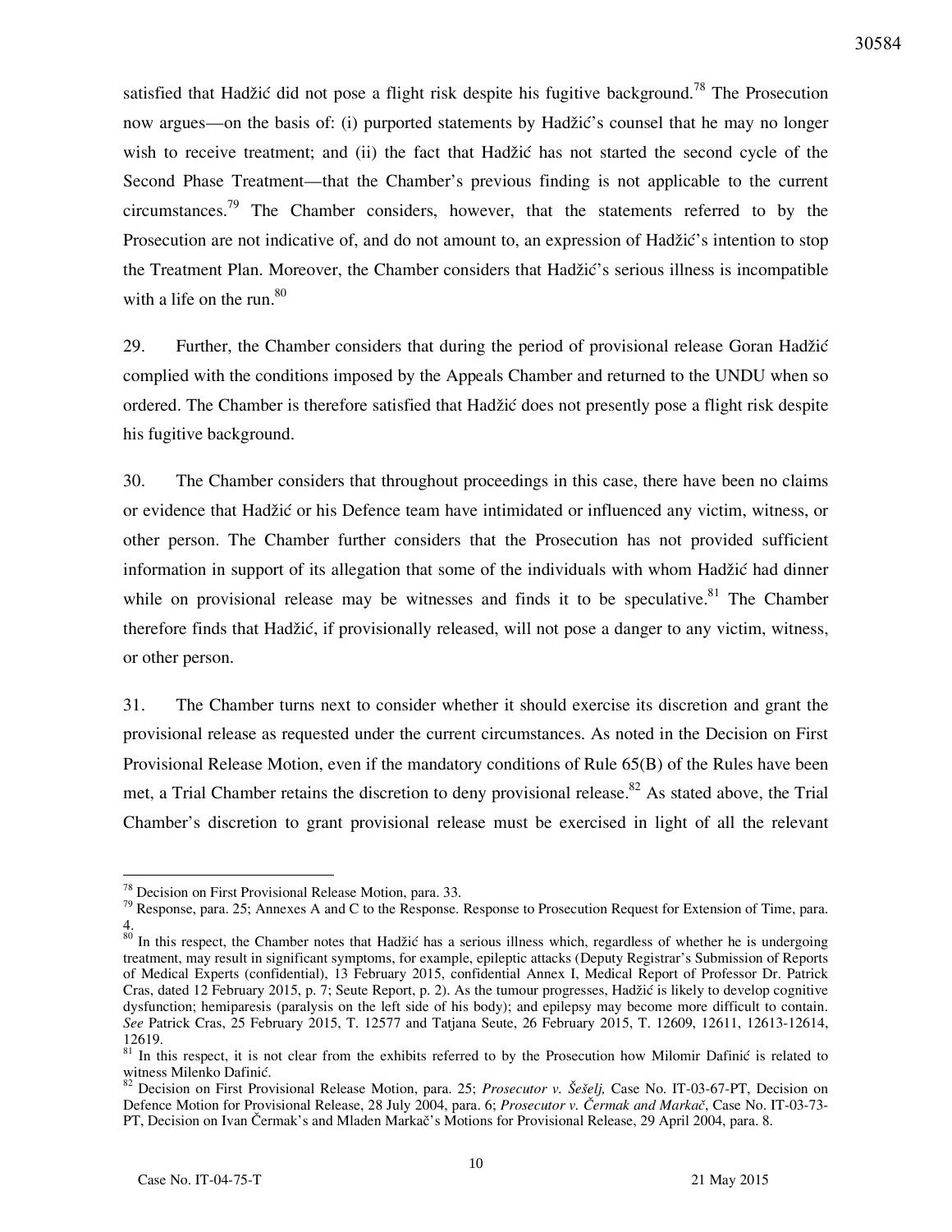satisfied that Hadžić did not pose a flight risk despite his fugitive background.[78] The Prosecution now argues—on the basis of: (i) purported statements by Hadžić's counsel that he may no longer wish to receive treatment; and (ii) the fact that Hadžić has not started the second cycle of the Second Phase Treatment—that the Chamber's previous finding is not applicable to the current circumstances.[79] The Chamber considers, however, that the statements referred to by the Prosecution are not indicative of, and do not amount to, an expression of Hadžić's intention to stop the Treatment Plan. Moreover, the Chamber considers that Hadžić's serious illness is incompatible with a life on the run.[80]

29. Further, the Chamber considers that during the period of provisional release Goran Hadžić complied with the conditions imposed by the Appeals Chamber and returned to the UNDU when so ordered. The Chamber is therefore satisfied that Hadžić does not presently pose a flight risk despite his fugitive background.

30. The Chamber considers that throughout proceedings in this case, there have been no claims or evidence that Hadžić or his Defence team have intimidated or influenced any victim, witness, or other person. The Chamber further considers that the Prosecution has not provided sufficient information in support of its allegation that some of the individuals with whom Hadžić had dinner while on provisional release may be witnesses and finds it to be speculative.[81] The Chamber therefore finds that Hadžić, if provisionally released, will not pose a danger to any victim, witness, or other person.

31. The Chamber turns next to consider whether it should exercise its discretion and grant the provisional release as requested under the current circumstances. As noted in the Decision on First Provisional Release Motion, even if the mandatory conditions of Rule 65(B) of the Rules have been met, a Trial Chamber retains the discretion to deny provisional release.[82] As stated above, the Trial Chamber's discretion to grant provisional release must be exercised in light of all the relevant

---

[78] Decision on First Provisional Release Motion, para. 33.

[79] Response, para. 25; Annexes A and C to the Response. Response to Prosecution Request for Extension of Time, para. 4.

[80] In this respect, the Chamber notes that Hadžić has a serious illness which, regardless of whether he is undergoing treatment, may result in significant symptoms, for example, epileptic attacks (Deputy Registrar's Submission of Reports of Medical Experts (confidential), 13 February 2015, confidential Annex I, Medical Report of Professor Dr. Patrick Cras, dated 12 February 2015, p. 7; Seute Report, p. 2). As the tumour progresses, Hadžić is likely to develop cognitive dysfunction; hemiparesis (paralysis on the left side of his body); and epilepsy may become more difficult to contain. *See* Patrick Cras, 25 February 2015, T. 12577 and Tatjana Seute, 26 February 2015, T. 12609, 12611, 12613-12614, 12619.

[81] In this respect, it is not clear from the exhibits referred to by the Prosecution how Milomir Dafinić is related to witness Milenko Dafinić.

[82] Decision on First Provisional Release Motion, para. 25; *Prosecutor v. Šešelj,* Case No. IT-03-67-PT, Decision on Defence Motion for Provisional Release, 28 July 2004, para. 6; *Prosecutor v. Čermak and Markač*, Case No. IT-03-73-PT, Decision on Ivan Čermak's and Mladen Markač's Motions for Provisional Release, 29 April 2004, para. 8.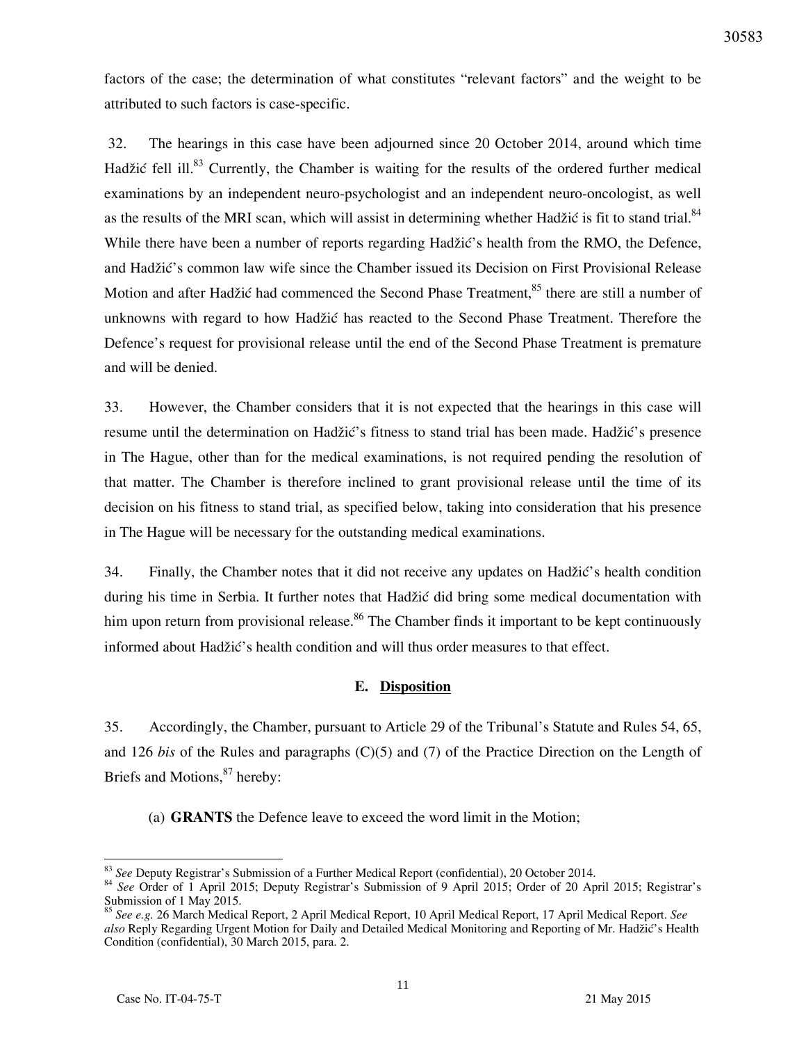factors of the case; the determination of what constitutes "relevant factors" and the weight to be attributed to such factors is case-specific.

32. The hearings in this case have been adjourned since 20 October 2014, around which time Hadžić fell ill.[83] Currently, the Chamber is waiting for the results of the ordered further medical examinations by an independent neuro-psychologist and an independent neuro-oncologist, as well as the results of the MRI scan, which will assist in determining whether Hadžić is fit to stand trial.[84] While there have been a number of reports regarding Hadžić's health from the RMO, the Defence, and Hadžić's common law wife since the Chamber issued its Decision on First Provisional Release Motion and after Hadžić had commenced the Second Phase Treatment,[85] there are still a number of unknowns with regard to how Hadžić has reacted to the Second Phase Treatment. Therefore the Defence's request for provisional release until the end of the Second Phase Treatment is premature and will be denied.

33. However, the Chamber considers that it is not expected that the hearings in this case will resume until the determination on Hadžić's fitness to stand trial has been made. Hadžić's presence in The Hague, other than for the medical examinations, is not required pending the resolution of that matter. The Chamber is therefore inclined to grant provisional release until the time of its decision on his fitness to stand trial, as specified below, taking into consideration that his presence in The Hague will be necessary for the outstanding medical examinations.

34. Finally, the Chamber notes that it did not receive any updates on Hadžić's health condition during his time in Serbia. It further notes that Hadžić did bring some medical documentation with him upon return from provisional release.[86] The Chamber finds it important to be kept continuously informed about Hadžić's health condition and will thus order measures to that effect.

## E. Disposition

35. Accordingly, the Chamber, pursuant to Article 29 of the Tribunal's Statute and Rules 54, 65, and 126 *bis* of the Rules and paragraphs (C)(5) and (7) of the Practice Direction on the Length of Briefs and Motions,[87] hereby:

(a) **GRANTS** the Defence leave to exceed the word limit in the Motion;

---

[83] *See* Deputy Registrar's Submission of a Further Medical Report (confidential), 20 October 2014.

[84] *See* Order of 1 April 2015; Deputy Registrar's Submission of 9 April 2015; Order of 20 April 2015; Registrar's Submission of 1 May 2015.

[85] *See e.g.* 26 March Medical Report, 2 April Medical Report, 10 April Medical Report, 17 April Medical Report. *See also* Reply Regarding Urgent Motion for Daily and Detailed Medical Monitoring and Reporting of Mr. Hadžić's Health Condition (confidential), 30 March 2015, para. 2.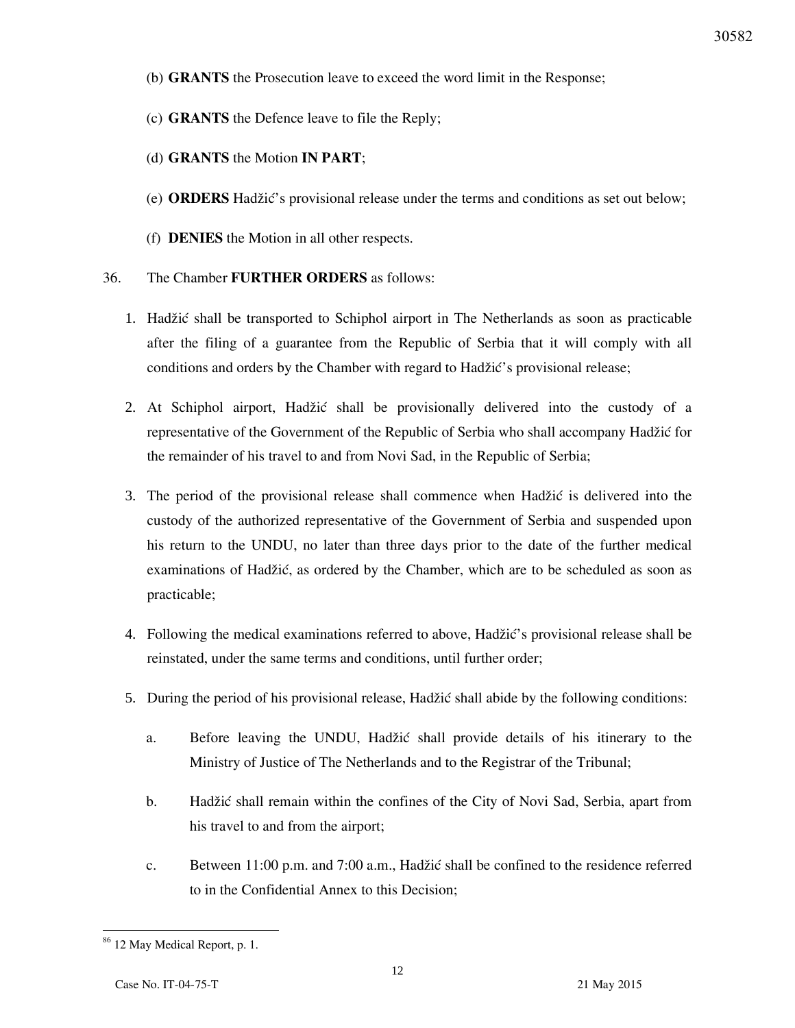(b) **GRANTS** the Prosecution leave to exceed the word limit in the Response;

(c) **GRANTS** the Defence leave to file the Reply;

(d) **GRANTS** the Motion **IN PART**;

(e) **ORDERS** Hadžić's provisional release under the terms and conditions as set out below;

(f) **DENIES** the Motion in all other respects.

36. The Chamber **FURTHER ORDERS** as follows:

1. Hadžić shall be transported to Schiphol airport in The Netherlands as soon as practicable after the filing of a guarantee from the Republic of Serbia that it will comply with all conditions and orders by the Chamber with regard to Hadžić's provisional release;

2. At Schiphol airport, Hadžić shall be provisionally delivered into the custody of a representative of the Government of the Republic of Serbia who shall accompany Hadžić for the remainder of his travel to and from Novi Sad, in the Republic of Serbia;

3. The period of the provisional release shall commence when Hadžić is delivered into the custody of the authorized representative of the Government of Serbia and suspended upon his return to the UNDU, no later than three days prior to the date of the further medical examinations of Hadžić, as ordered by the Chamber, which are to be scheduled as soon as practicable;

4. Following the medical examinations referred to above, Hadžić's provisional release shall be reinstated, under the same terms and conditions, until further order;

5. During the period of his provisional release, Hadžić shall abide by the following conditions:

   a. Before leaving the UNDU, Hadžić shall provide details of his itinerary to the Ministry of Justice of The Netherlands and to the Registrar of the Tribunal;

   b. Hadžić shall remain within the confines of the City of Novi Sad, Serbia, apart from his travel to and from the airport;

   c. Between 11:00 p.m. and 7:00 a.m., Hadžić shall be confined to the residence referred to in the Confidential Annex to this Decision;

---

[86] 12 May Medical Report, p. 1.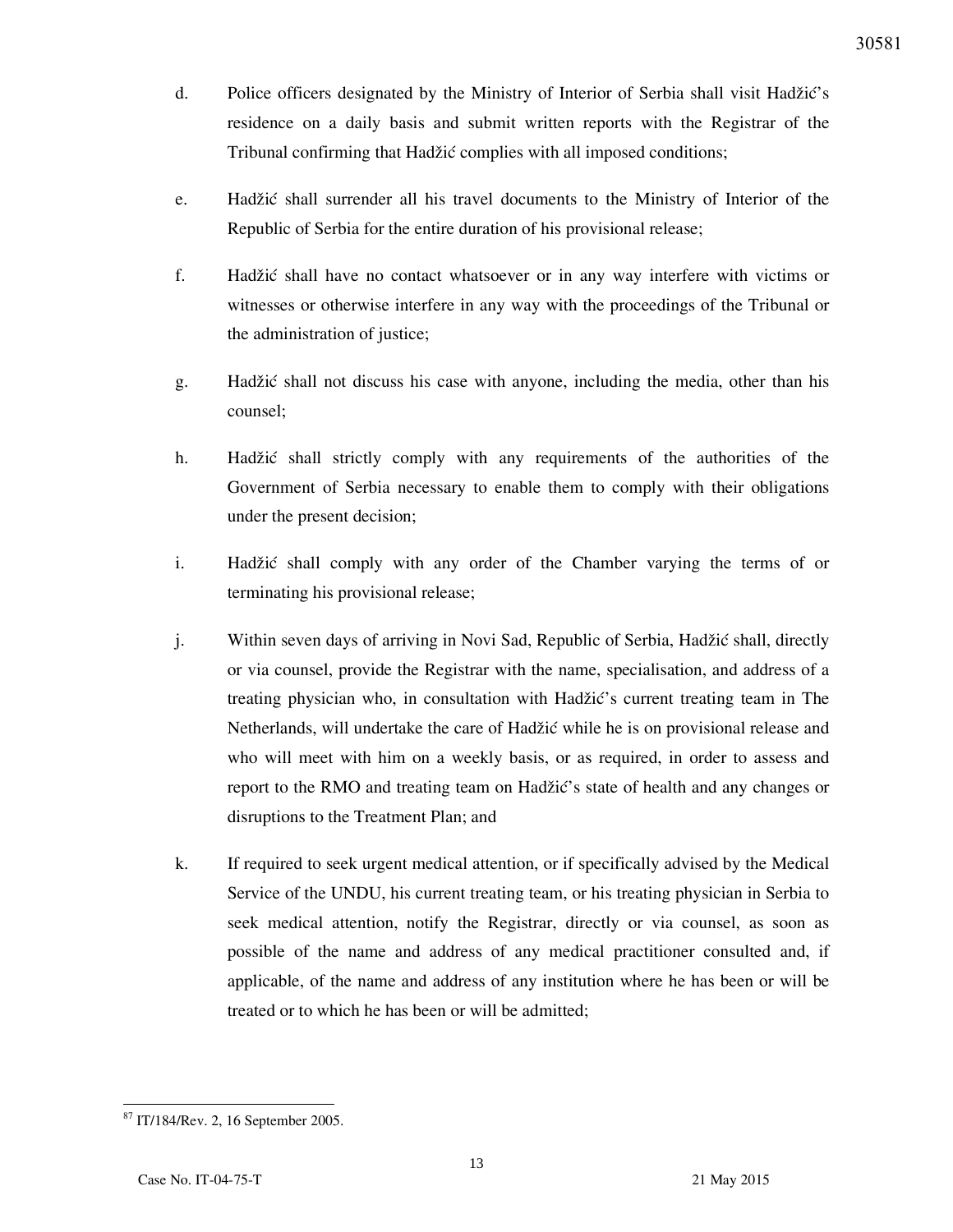d. Police officers designated by the Ministry of Interior of Serbia shall visit Hadžić's residence on a daily basis and submit written reports with the Registrar of the Tribunal confirming that Hadžić complies with all imposed conditions;

e. Hadžić shall surrender all his travel documents to the Ministry of Interior of the Republic of Serbia for the entire duration of his provisional release;

f. Hadžić shall have no contact whatsoever or in any way interfere with victims or witnesses or otherwise interfere in any way with the proceedings of the Tribunal or the administration of justice;

g. Hadžić shall not discuss his case with anyone, including the media, other than his counsel;

h. Hadžić shall strictly comply with any requirements of the authorities of the Government of Serbia necessary to enable them to comply with their obligations under the present decision;

i. Hadžić shall comply with any order of the Chamber varying the terms of or terminating his provisional release;

j. Within seven days of arriving in Novi Sad, Republic of Serbia, Hadžić shall, directly or via counsel, provide the Registrar with the name, specialisation, and address of a treating physician who, in consultation with Hadžić's current treating team in The Netherlands, will undertake the care of Hadžić while he is on provisional release and who will meet with him on a weekly basis, or as required, in order to assess and report to the RMO and treating team on Hadžić's state of health and any changes or disruptions to the Treatment Plan; and

k. If required to seek urgent medical attention, or if specifically advised by the Medical Service of the UNDU, his current treating team, or his treating physician in Serbia to seek medical attention, notify the Registrar, directly or via counsel, as soon as possible of the name and address of any medical practitioner consulted and, if applicable, of the name and address of any institution where he has been or will be treated or to which he has been or will be admitted;

---

[87] IT/184/Rev. 2, 16 September 2005.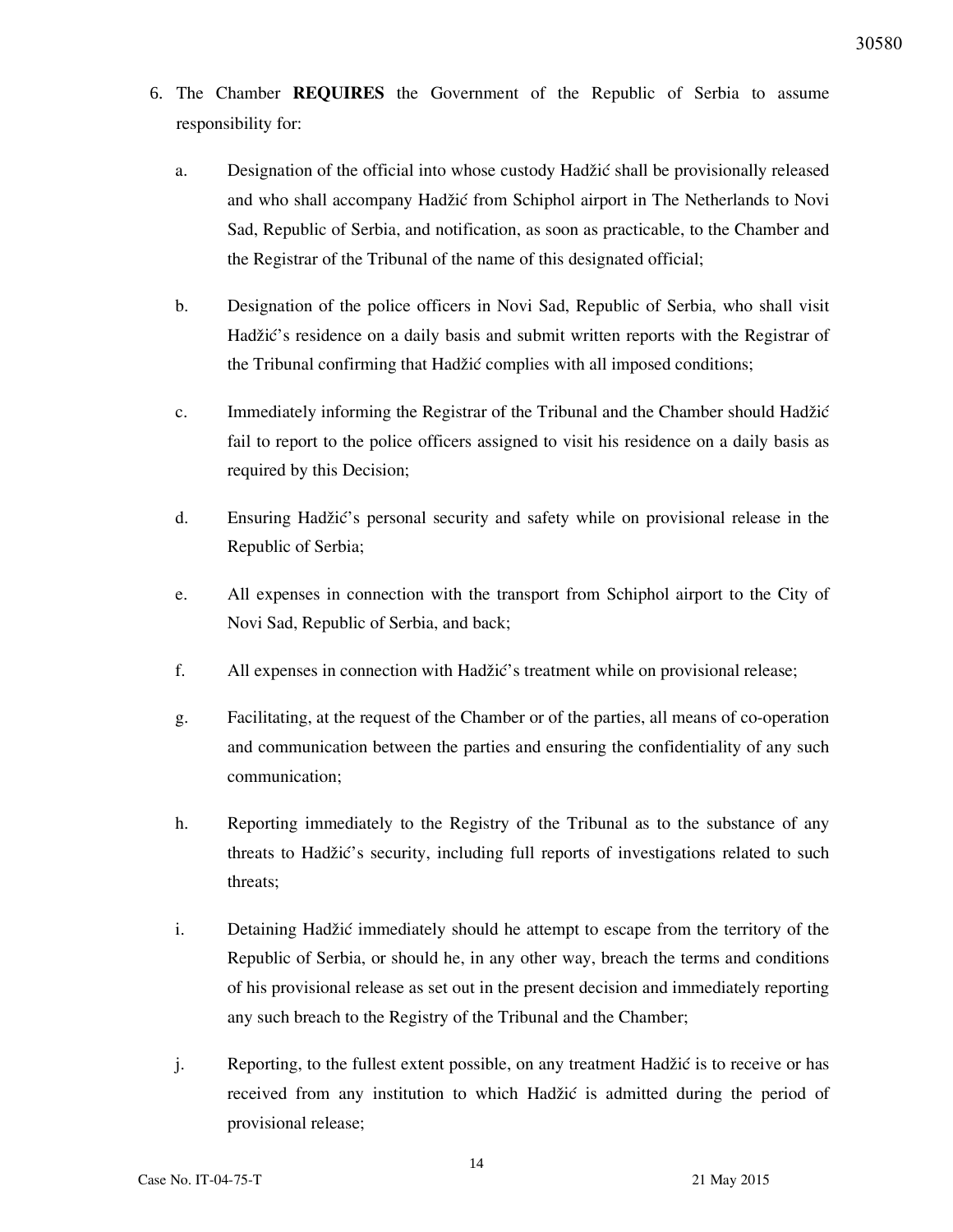6. The Chamber **REQUIRES** the Government of the Republic of Serbia to assume responsibility for:

   a. Designation of the official into whose custody Hadžić shall be provisionally released and who shall accompany Hadžić from Schiphol airport in The Netherlands to Novi Sad, Republic of Serbia, and notification, as soon as practicable, to the Chamber and the Registrar of the Tribunal of the name of this designated official;

   b. Designation of the police officers in Novi Sad, Republic of Serbia, who shall visit Hadžić's residence on a daily basis and submit written reports with the Registrar of the Tribunal confirming that Hadžić complies with all imposed conditions;

   c. Immediately informing the Registrar of the Tribunal and the Chamber should Hadžić fail to report to the police officers assigned to visit his residence on a daily basis as required by this Decision;

   d. Ensuring Hadžić's personal security and safety while on provisional release in the Republic of Serbia;

   e. All expenses in connection with the transport from Schiphol airport to the City of Novi Sad, Republic of Serbia, and back;

   f. All expenses in connection with Hadžić's treatment while on provisional release;

   g. Facilitating, at the request of the Chamber or of the parties, all means of co-operation and communication between the parties and ensuring the confidentiality of any such communication;

   h. Reporting immediately to the Registry of the Tribunal as to the substance of any threats to Hadžić's security, including full reports of investigations related to such threats;

   i. Detaining Hadžić immediately should he attempt to escape from the territory of the Republic of Serbia, or should he, in any other way, breach the terms and conditions of his provisional release as set out in the present decision and immediately reporting any such breach to the Registry of the Tribunal and the Chamber;

   j. Reporting, to the fullest extent possible, on any treatment Hadžić is to receive or has received from any institution to which Hadžić is admitted during the period of provisional release;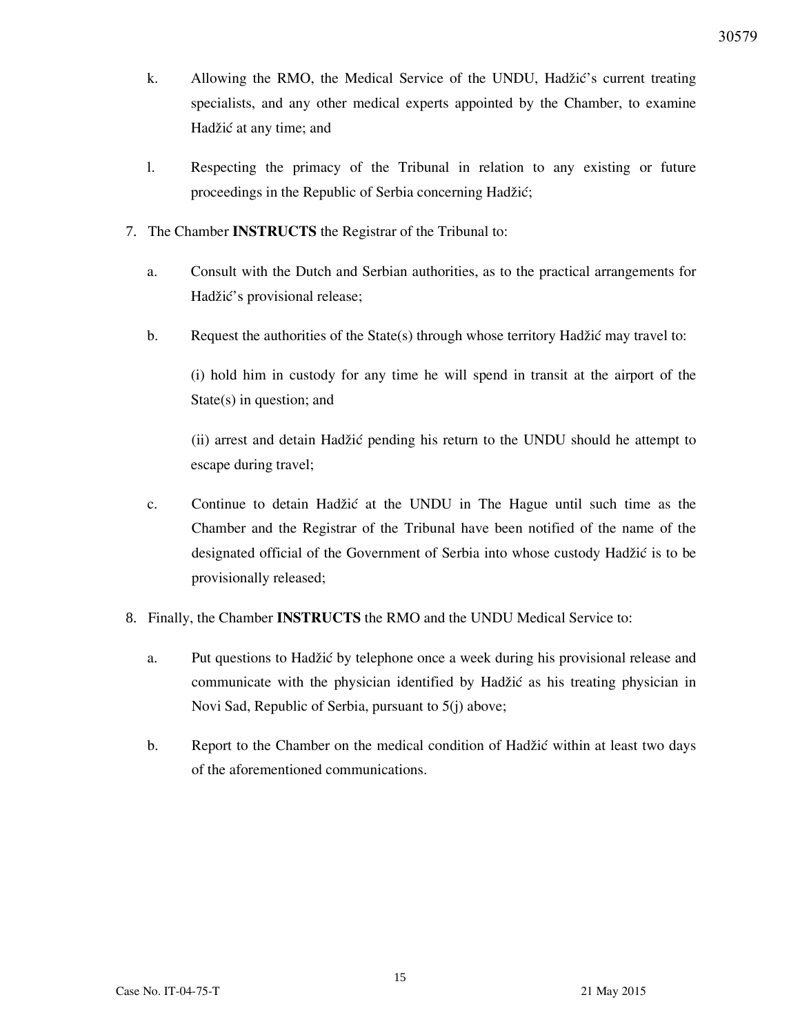k. Allowing the RMO, the Medical Service of the UNDU, Hadžić's current treating specialists, and any other medical experts appointed by the Chamber, to examine Hadžić at any time; and

l. Respecting the primacy of the Tribunal in relation to any existing or future proceedings in the Republic of Serbia concerning Hadžić;

7. The Chamber **INSTRUCTS** the Registrar of the Tribunal to:

   a. Consult with the Dutch and Serbian authorities, as to the practical arrangements for Hadžić's provisional release;

   b. Request the authorities of the State(s) through whose territory Hadžić may travel to:

      (i) hold him in custody for any time he will spend in transit at the airport of the State(s) in question; and

      (ii) arrest and detain Hadžić pending his return to the UNDU should he attempt to escape during travel;

   c. Continue to detain Hadžić at the UNDU in The Hague until such time as the Chamber and the Registrar of the Tribunal have been notified of the name of the designated official of the Government of Serbia into whose custody Hadžić is to be provisionally released;

8. Finally, the Chamber **INSTRUCTS** the RMO and the UNDU Medical Service to:

   a. Put questions to Hadžić by telephone once a week during his provisional release and communicate with the physician identified by Hadžić as his treating physician in Novi Sad, Republic of Serbia, pursuant to 5(j) above;

   b. Report to the Chamber on the medical condition of Hadžić within at least two days of the aforementioned communications.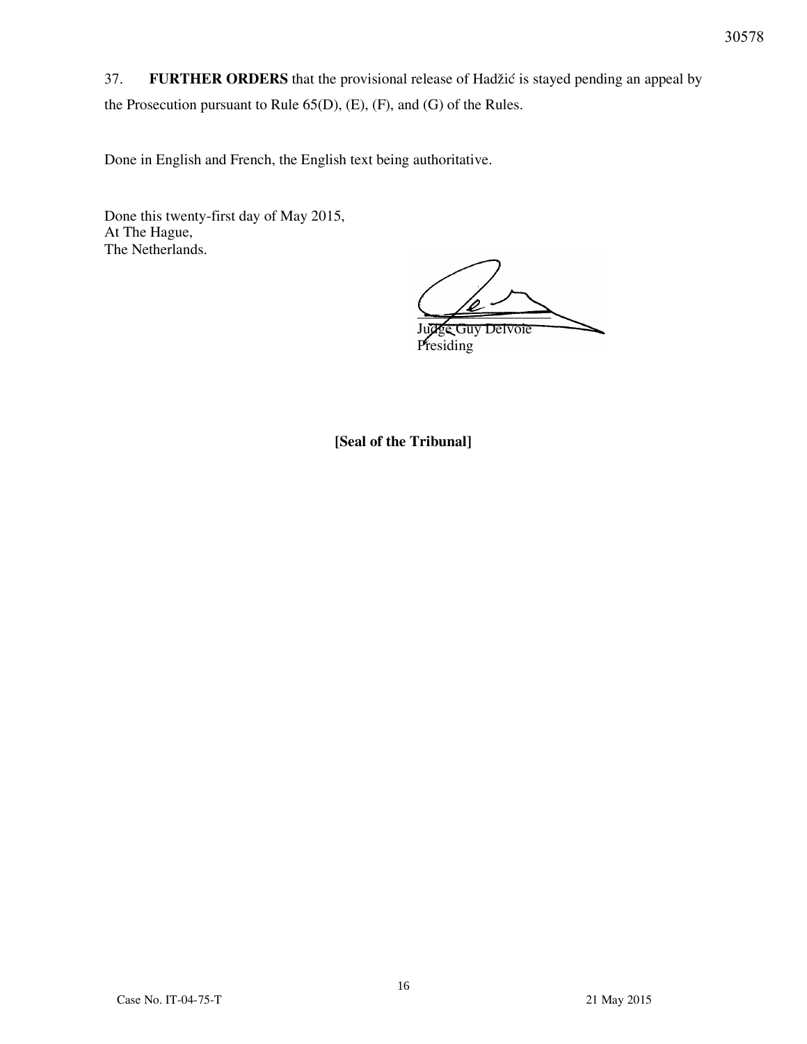37. **FURTHER ORDERS** that the provisional release of Hadžić is stayed pending an appeal by the Prosecution pursuant to Rule 65(D), (E), (F), and (G) of the Rules.

Done in English and French, the English text being authoritative.

Done this twenty-first day of May 2015,
At The Hague,
The Netherlands.

Judge Guy Delvoie
Presiding

**[Seal of the Tribunal]**